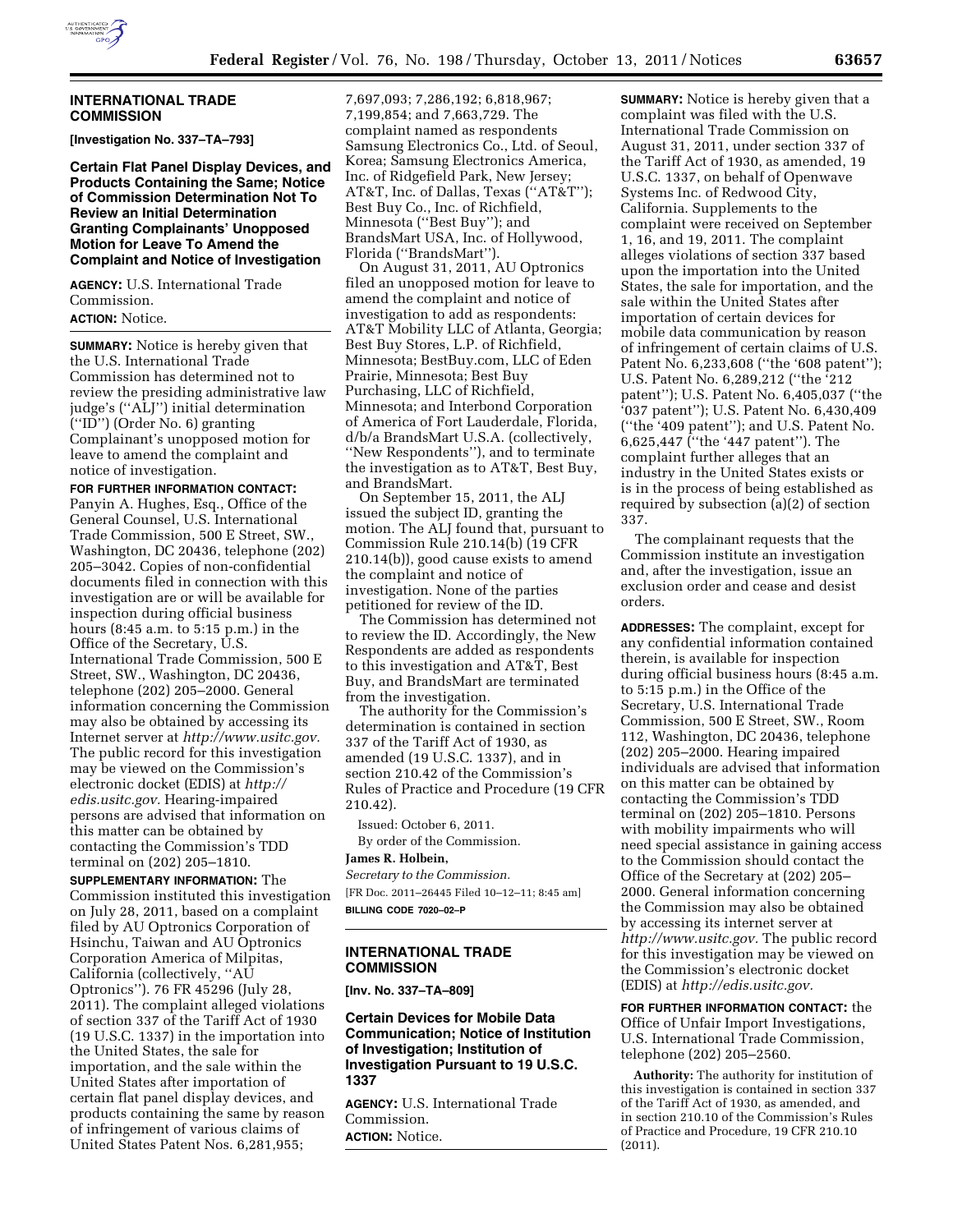## INTERNATIONAL TRADE COMMISSION

**[Investigation No. 337–TA–793]**

### Certain Flat Panel Display Devices, and Products Containing the Same; Notice of Commission Determination Not To Review an Initial Determination Granting Complainants' Unopposed Motion for Leave To Amend the Complaint and Notice of Investigation

**AGENCY:** U.S. International Trade Commission.

**ACTION:** Notice.

**SUMMARY:** Notice is hereby given that the U.S. International Trade Commission has determined not to review the presiding administrative law judge's (''ALJ'') initial determination (''ID'') (Order No. 6) granting Complainant's unopposed motion for leave to amend the complaint and notice of investigation.

**FOR FURTHER INFORMATION CONTACT:** Panyin A. Hughes, Esq., Office of the General Counsel, U.S. International Trade Commission, 500 E Street, SW., Washington, DC 20436, telephone (202) 205–3042. Copies of non-confidential documents filed in connection with this investigation are or will be available for inspection during official business hours (8:45 a.m. to 5:15 p.m.) in the Office of the Secretary, U.S. International Trade Commission, 500 E Street, SW., Washington, DC 20436, telephone (202) 205–2000. General information concerning the Commission may also be obtained by accessing its Internet server at *http://www.usitc.gov.* The public record for this investigation may be viewed on the Commission's electronic docket (EDIS) at *http://edis.usitc.gov.* Hearing-impaired persons are advised that information on this matter can be obtained by contacting the Commission's TDD terminal on (202) 205–1810.

**SUPPLEMENTARY INFORMATION:** The Commission instituted this investigation on July 28, 2011, based on a complaint filed by AU Optronics Corporation of Hsinchu, Taiwan and AU Optronics Corporation America of Milpitas, California (collectively, ''AU Optronics''). 76 FR 45296 (July 28, 2011). The complaint alleged violations of section 337 of the Tariff Act of 1930 (19 U.S.C. 1337) in the importation into the United States, the sale for importation, and the sale within the United States after importation of certain flat panel display devices, and products containing the same by reason of infringement of various claims of United States Patent Nos. 6,281,955; 7,697,093; 7,286,192; 6,818,967; 7,199,854; and 7,663,729. The complaint named as respondents Samsung Electronics Co., Ltd. of Seoul, Korea; Samsung Electronics America, Inc. of Ridgefield Park, New Jersey; AT&T, Inc. of Dallas, Texas (''AT&T''); Best Buy Co., Inc. of Richfield, Minnesota (''Best Buy''); and BrandsMart USA, Inc. of Hollywood, Florida (''BrandsMart'').

On August 31, 2011, AU Optronics filed an unopposed motion for leave to amend the complaint and notice of investigation to add as respondents: AT&T Mobility LLC of Atlanta, Georgia; Best Buy Stores, L.P. of Richfield, Minnesota; BestBuy.com, LLC of Eden Prairie, Minnesota; Best Buy Purchasing, LLC of Richfield, Minnesota; and Interbond Corporation of America of Fort Lauderdale, Florida, d/b/a BrandsMart U.S.A. (collectively, ''New Respondents''), and to terminate the investigation as to AT&T, Best Buy, and BrandsMart.

On September 15, 2011, the ALJ issued the subject ID, granting the motion. The ALJ found that, pursuant to Commission Rule 210.14(b) (19 CFR 210.14(b)), good cause exists to amend the complaint and notice of investigation. None of the parties petitioned for review of the ID.

The Commission has determined not to review the ID. Accordingly, the New Respondents are added as respondents to this investigation and AT&T, Best Buy, and BrandsMart are terminated from the investigation.

The authority for the Commission's determination is contained in section 337 of the Tariff Act of 1930, as amended (19 U.S.C. 1337), and in section 210.42 of the Commission's Rules of Practice and Procedure (19 CFR 210.42).

Issued: October 6, 2011.

By order of the Commission.

**James R. Holbein,**

*Secretary to the Commission.*

[FR Doc. 2011–26445 Filed 10–12–11; 8:45 am]

**BILLING CODE 7020–02–P**

## INTERNATIONAL TRADE COMMISSION

**[Inv. No. 337–TA–809]**

### Certain Devices for Mobile Data Communication; Notice of Institution of Investigation; Institution of Investigation Pursuant to 19 U.S.C. 1337

**AGENCY:** U.S. International Trade Commission.

**ACTION:** Notice.

**SUMMARY:** Notice is hereby given that a complaint was filed with the U.S. International Trade Commission on August 31, 2011, under section 337 of the Tariff Act of 1930, as amended, 19 U.S.C. 1337, on behalf of Openwave Systems Inc. of Redwood City, California. Supplements to the complaint were received on September 1, 16, and 19, 2011. The complaint alleges violations of section 337 based upon the importation into the United States, the sale for importation, and the sale within the United States after importation of certain devices for mobile data communication by reason of infringement of certain claims of U.S. Patent No. 6,233,608 (''the '608 patent''); U.S. Patent No. 6,289,212 (''the '212 patent''); U.S. Patent No. 6,405,037 (''the '037 patent''); U.S. Patent No. 6,430,409 (''the '409 patent''); and U.S. Patent No. 6,625,447 (''the '447 patent''). The complaint further alleges that an industry in the United States exists or is in the process of being established as required by subsection (a)(2) of section 337.

The complainant requests that the Commission institute an investigation and, after the investigation, issue an exclusion order and cease and desist orders.

**ADDRESSES:** The complaint, except for any confidential information contained therein, is available for inspection during official business hours (8:45 a.m. to 5:15 p.m.) in the Office of the Secretary, U.S. International Trade Commission, 500 E Street, SW., Room 112, Washington, DC 20436, telephone (202) 205–2000. Hearing impaired individuals are advised that information on this matter can be obtained by contacting the Commission's TDD terminal on (202) 205–1810. Persons with mobility impairments who will need special assistance in gaining access to the Commission should contact the Office of the Secretary at (202) 205–2000. General information concerning the Commission may also be obtained by accessing its internet server at *http://www.usitc.gov.* The public record for this investigation may be viewed on the Commission's electronic docket (EDIS) at *http://edis.usitc.gov.*

**FOR FURTHER INFORMATION CONTACT:** the Office of Unfair Import Investigations, U.S. International Trade Commission, telephone (202) 205–2560.

**Authority:** The authority for institution of this investigation is contained in section 337 of the Tariff Act of 1930, as amended, and in section 210.10 of the Commission's Rules of Practice and Procedure, 19 CFR 210.10 (2011).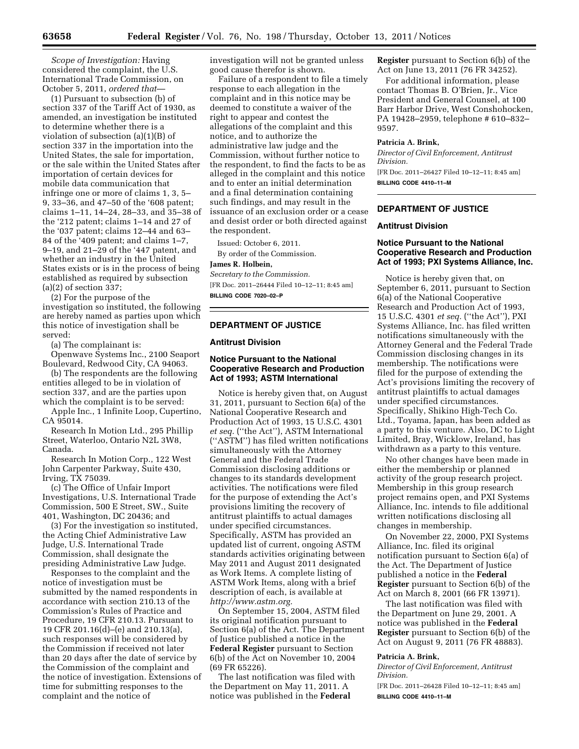*Scope of Investigation:* Having considered the complaint, the U.S. International Trade Commission, on October 5, 2011, *ordered that*—

(1) Pursuant to subsection (b) of section 337 of the Tariff Act of 1930, as amended, an investigation be instituted to determine whether there is a violation of subsection (a)(1)(B) of section 337 in the importation into the United States, the sale for importation, or the sale within the United States after importation of certain devices for mobile data communication that infringe one or more of claims 1, 3, 5–9, 33–36, and 47–50 of the '608 patent; claims 1–11, 14–24, 28–33, and 35–38 of the '212 patent; claims 1–14 and 27 of the '037 patent; claims 12–44 and 63–84 of the '409 patent; and claims 1–7, 9–19, and 21–29 of the '447 patent, and whether an industry in the United States exists or is in the process of being established as required by subsection (a)(2) of section 337;

(2) For the purpose of the investigation so instituted, the following are hereby named as parties upon which this notice of investigation shall be served:

(a) The complainant is:

Openwave Systems Inc., 2100 Seaport Boulevard, Redwood City, CA 94063.

(b) The respondents are the following entities alleged to be in violation of section 337, and are the parties upon which the complaint is to be served:

Apple Inc., 1 Infinite Loop, Cupertino, CA 95014.

Research In Motion Ltd., 295 Phillip Street, Waterloo, Ontario N2L 3W8, Canada.

Research In Motion Corp., 122 West John Carpenter Parkway, Suite 430, Irving, TX 75039.

(c) The Office of Unfair Import Investigations, U.S. International Trade Commission, 500 E Street, SW., Suite 401, Washington, DC 20436; and

(3) For the investigation so instituted, the Acting Chief Administrative Law Judge, U.S. International Trade Commission, shall designate the presiding Administrative Law Judge.

Responses to the complaint and the notice of investigation must be submitted by the named respondents in accordance with section 210.13 of the Commission's Rules of Practice and Procedure, 19 CFR 210.13. Pursuant to 19 CFR 201.16(d)–(e) and 210.13(a), such responses will be considered by the Commission if received not later than 20 days after the date of service by the Commission of the complaint and the notice of investigation. Extensions of time for submitting responses to the complaint and the notice of investigation will not be granted unless good cause therefor is shown.

Failure of a respondent to file a timely response to each allegation in the complaint and in this notice may be deemed to constitute a waiver of the right to appear and contest the allegations of the complaint and this notice, and to authorize the administrative law judge and the Commission, without further notice to the respondent, to find the facts to be as alleged in the complaint and this notice and to enter an initial determination and a final determination containing such findings, and may result in the issuance of an exclusion order or a cease and desist order or both directed against the respondent.

Issued: October 6, 2011.

By order of the Commission.

**James R. Holbein,**

*Secretary to the Commission.*

[FR Doc. 2011–26444 Filed 10–12–11; 8:45 am]

**BILLING CODE 7020–02–P**

## DEPARTMENT OF JUSTICE

### Antitrust Division

### Notice Pursuant to the National Cooperative Research and Production Act of 1993; ASTM International

Notice is hereby given that, on August 31, 2011, pursuant to Section 6(a) of the National Cooperative Research and Production Act of 1993, 15 U.S.C. 4301 *et seq.* (''the Act''), ASTM International (''ASTM'') has filed written notifications simultaneously with the Attorney General and the Federal Trade Commission disclosing additions or changes to its standards development activities. The notifications were filed for the purpose of extending the Act's provisions limiting the recovery of antitrust plaintiffs to actual damages under specified circumstances. Specifically, ASTM has provided an updated list of current, ongoing ASTM standards activities originating between May 2011 and August 2011 designated as Work Items. A complete listing of ASTM Work Items, along with a brief description of each, is available at *http://www.astm.org.*

On September 15, 2004, ASTM filed its original notification pursuant to Section 6(a) of the Act. The Department of Justice published a notice in the **Federal Register** pursuant to Section 6(b) of the Act on November 10, 2004 (69 FR 65226).

The last notification was filed with the Department on May 11, 2011. A notice was published in the **Federal Register** pursuant to Section 6(b) of the Act on June 13, 2011 (76 FR 34252).

For additional information, please contact Thomas B. O'Brien, Jr., Vice President and General Counsel, at 100 Barr Harbor Drive, West Conshohocken, PA 19428–2959, telephone # 610–832–9597.

**Patricia A. Brink,**

*Director of Civil Enforcement, Antitrust Division.*

[FR Doc. 2011–26427 Filed 10–12–11; 8:45 am]

**BILLING CODE 4410–11–M**

## DEPARTMENT OF JUSTICE

### Antitrust Division

### Notice Pursuant to the National Cooperative Research and Production Act of 1993; PXI Systems Alliance, Inc.

Notice is hereby given that, on September 6, 2011, pursuant to Section 6(a) of the National Cooperative Research and Production Act of 1993, 15 U.S.C. 4301 *et seq.* (''the Act''), PXI Systems Alliance, Inc. has filed written notifications simultaneously with the Attorney General and the Federal Trade Commission disclosing changes in its membership. The notifications were filed for the purpose of extending the Act's provisions limiting the recovery of antitrust plaintiffs to actual damages under specified circumstances. Specifically, Shikino High-Tech Co. Ltd., Toyama, Japan, has been added as a party to this venture. Also, DC to Light Limited, Bray, Wicklow, Ireland, has withdrawn as a party to this venture.

No other changes have been made in either the membership or planned activity of the group research project. Membership in this group research project remains open, and PXI Systems Alliance, Inc. intends to file additional written notifications disclosing all changes in membership.

On November 22, 2000, PXI Systems Alliance, Inc. filed its original notification pursuant to Section 6(a) of the Act. The Department of Justice published a notice in the **Federal Register** pursuant to Section 6(b) of the Act on March 8, 2001 (66 FR 13971).

The last notification was filed with the Department on June 29, 2001. A notice was published in the **Federal Register** pursuant to Section 6(b) of the Act on August 9, 2011 (76 FR 48883).

**Patricia A. Brink,**

*Director of Civil Enforcement, Antitrust Division.*

[FR Doc. 2011–26428 Filed 10–12–11; 8:45 am]

**BILLING CODE 4410–11–M**